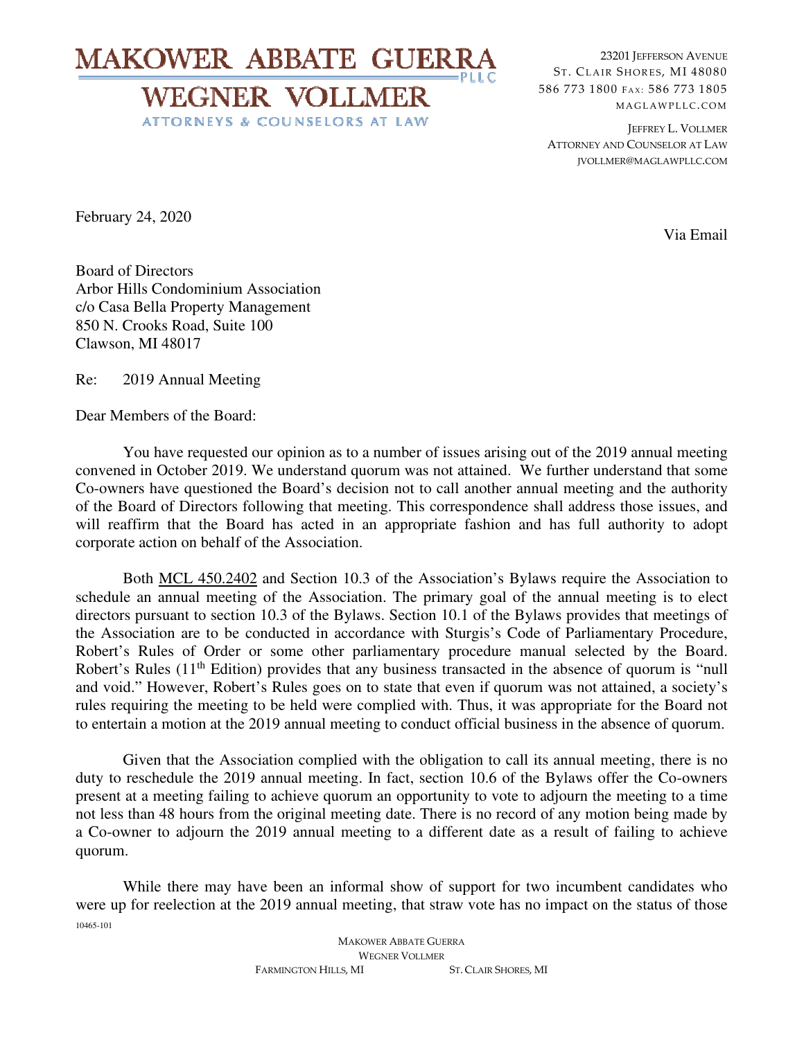# MAKOWER ABBATE GUERRA PLLC
# WEGNER VOLLMER
ATTORNEYS & COUNSELORS AT LAW

23201 Jefferson Avenue
St. Clair Shores, MI 48080
586 773 1800 Fax: 586 773 1805
maglawpllc.com

Jeffrey L. Vollmer
Attorney and Counselor at Law
jvollmer@maglawpllc.com

February 24, 2020

Via Email

Board of Directors
Arbor Hills Condominium Association
c/o Casa Bella Property Management
850 N. Crooks Road, Suite 100
Clawson, MI 48017

Re: 2019 Annual Meeting

Dear Members of the Board:

You have requested our opinion as to a number of issues arising out of the 2019 annual meeting convened in October 2019. We understand quorum was not attained. We further understand that some Co-owners have questioned the Board's decision not to call another annual meeting and the authority of the Board of Directors following that meeting. This correspondence shall address those issues, and will reaffirm that the Board has acted in an appropriate fashion and has full authority to adopt corporate action on behalf of the Association.

Both MCL 450.2402 and Section 10.3 of the Association's Bylaws require the Association to schedule an annual meeting of the Association. The primary goal of the annual meeting is to elect directors pursuant to section 10.3 of the Bylaws. Section 10.1 of the Bylaws provides that meetings of the Association are to be conducted in accordance with Sturgis's Code of Parliamentary Procedure, Robert's Rules of Order or some other parliamentary procedure manual selected by the Board. Robert's Rules (11th Edition) provides that any business transacted in the absence of quorum is "null and void." However, Robert's Rules goes on to state that even if quorum was not attained, a society's rules requiring the meeting to be held were complied with. Thus, it was appropriate for the Board not to entertain a motion at the 2019 annual meeting to conduct official business in the absence of quorum.

Given that the Association complied with the obligation to call its annual meeting, there is no duty to reschedule the 2019 annual meeting. In fact, section 10.6 of the Bylaws offer the Co-owners present at a meeting failing to achieve quorum an opportunity to vote to adjourn the meeting to a time not less than 48 hours from the original meeting date. There is no record of any motion being made by a Co-owner to adjourn the 2019 annual meeting to a different date as a result of failing to achieve quorum.

While there may have been an informal show of support for two incumbent candidates who were up for reelection at the 2019 annual meeting, that straw vote has no impact on the status of those

10465-101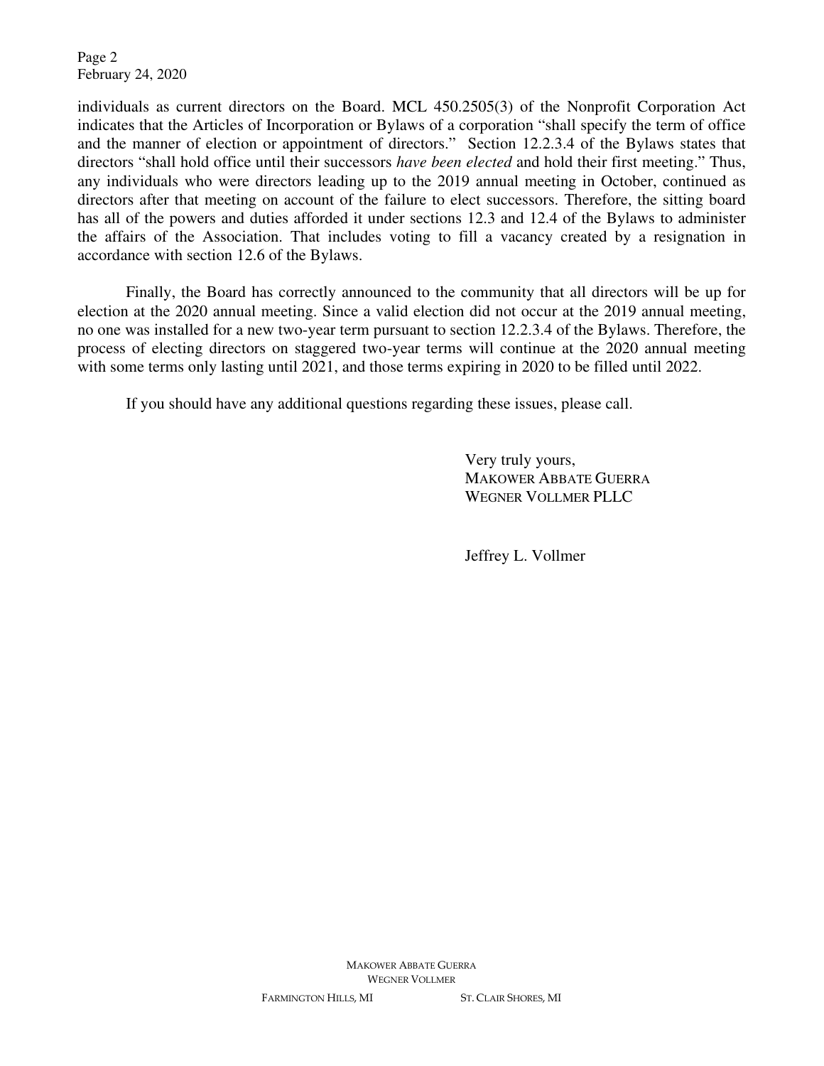individuals as current directors on the Board. MCL 450.2505(3) of the Nonprofit Corporation Act indicates that the Articles of Incorporation or Bylaws of a corporation "shall specify the term of office and the manner of election or appointment of directors." Section 12.2.3.4 of the Bylaws states that directors "shall hold office until their successors *have been elected* and hold their first meeting." Thus, any individuals who were directors leading up to the 2019 annual meeting in October, continued as directors after that meeting on account of the failure to elect successors. Therefore, the sitting board has all of the powers and duties afforded it under sections 12.3 and 12.4 of the Bylaws to administer the affairs of the Association. That includes voting to fill a vacancy created by a resignation in accordance with section 12.6 of the Bylaws.

Finally, the Board has correctly announced to the community that all directors will be up for election at the 2020 annual meeting. Since a valid election did not occur at the 2019 annual meeting, no one was installed for a new two-year term pursuant to section 12.2.3.4 of the Bylaws. Therefore, the process of electing directors on staggered two-year terms will continue at the 2020 annual meeting with some terms only lasting until 2021, and those terms expiring in 2020 to be filled until 2022.

If you should have any additional questions regarding these issues, please call.

Very truly yours,
MAKOWER ABBATE GUERRA
WEGNER VOLLMER PLLC

Jeffrey L. Vollmer